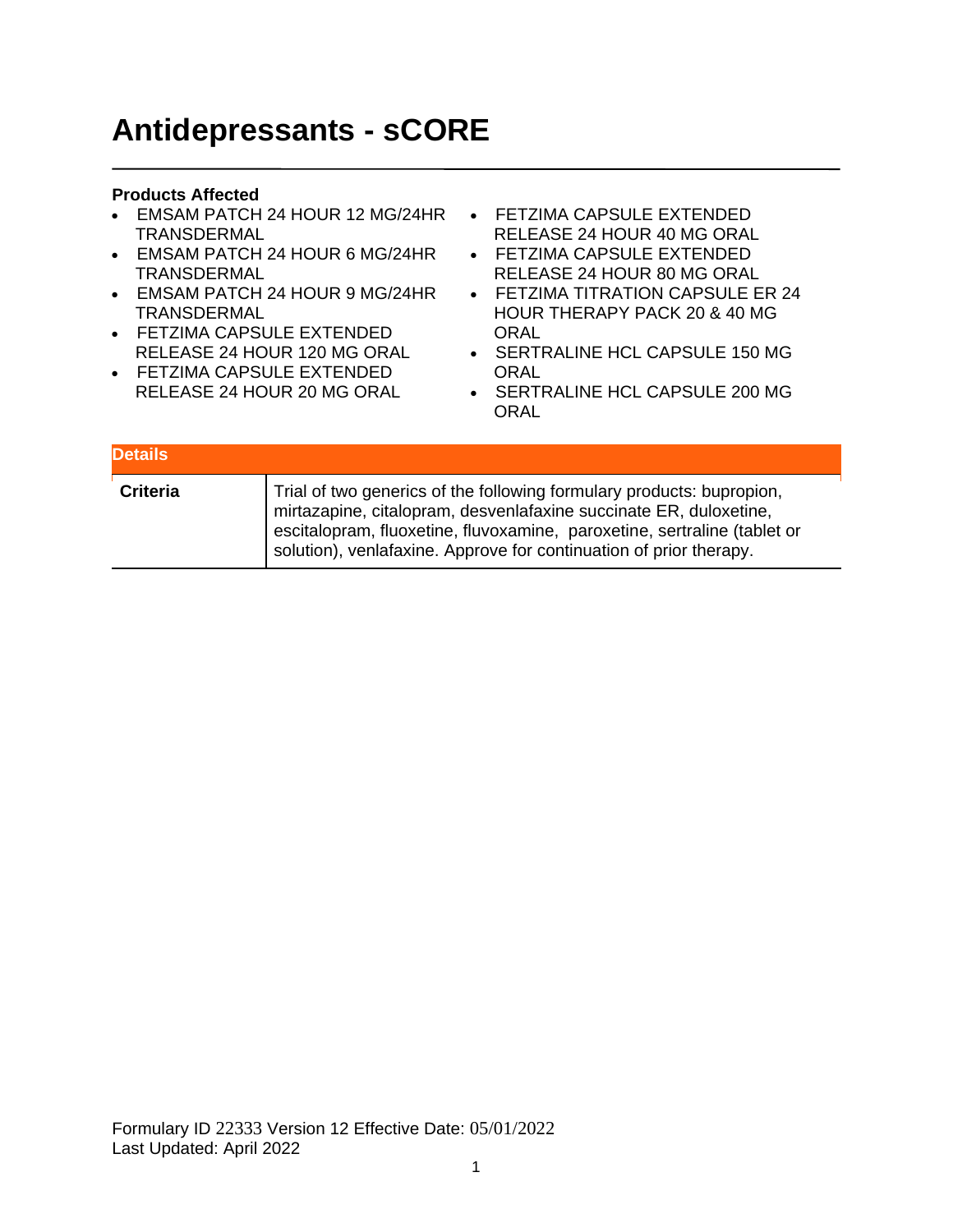# Antidepressants - sCORE

**Products Affected**

- EMSAM PATCH 24 HOUR 12 MG/24HR TRANSDERMAL
- EMSAM PATCH 24 HOUR 6 MG/24HR TRANSDERMAL
- EMSAM PATCH 24 HOUR 9 MG/24HR TRANSDERMAL
- FETZIMA CAPSULE EXTENDED RELEASE 24 HOUR 120 MG ORAL
- FETZIMA CAPSULE EXTENDED RELEASE 24 HOUR 20 MG ORAL
- FETZIMA CAPSULE EXTENDED RELEASE 24 HOUR 40 MG ORAL
- FETZIMA CAPSULE EXTENDED RELEASE 24 HOUR 80 MG ORAL
- FETZIMA TITRATION CAPSULE ER 24 HOUR THERAPY PACK 20 & 40 MG ORAL
- SERTRALINE HCL CAPSULE 150 MG ORAL
- SERTRALINE HCL CAPSULE 200 MG ORAL

| Details | |
|---|---|
| **Criteria** | Trial of two generics of the following formulary products: bupropion, mirtazapine, citalopram, desvenlafaxine succinate ER, duloxetine, escitalopram, fluoxetine, fluvoxamine, paroxetine, sertraline (tablet or solution), venlafaxine. Approve for continuation of prior therapy. |

Formulary ID 22333 Version 12 Effective Date: 05/01/2022
Last Updated: April 2022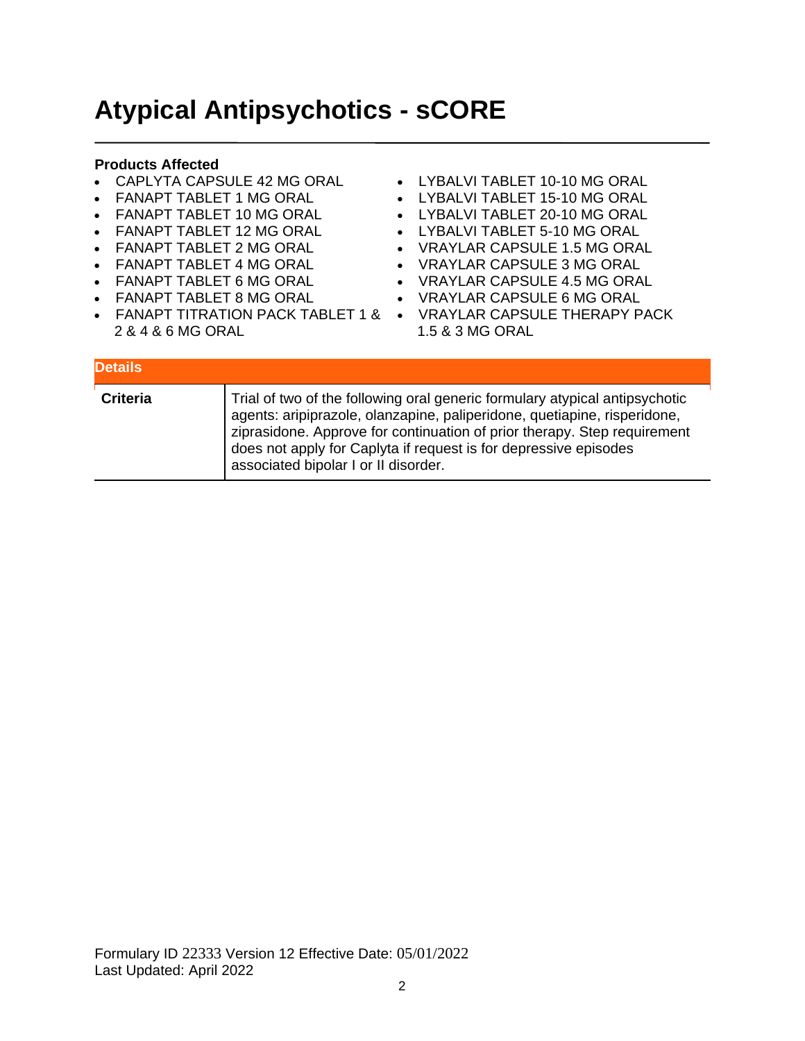# Atypical Antipsychotics - sCORE

**Products Affected**

- CAPLYTA CAPSULE 42 MG ORAL
- FANAPT TABLET 1 MG ORAL
- FANAPT TABLET 10 MG ORAL
- FANAPT TABLET 12 MG ORAL
- FANAPT TABLET 2 MG ORAL
- FANAPT TABLET 4 MG ORAL
- FANAPT TABLET 6 MG ORAL
- FANAPT TABLET 8 MG ORAL
- FANAPT TITRATION PACK TABLET 1 & 2 & 4 & 6 MG ORAL
- LYBALVI TABLET 10-10 MG ORAL
- LYBALVI TABLET 15-10 MG ORAL
- LYBALVI TABLET 20-10 MG ORAL
- LYBALVI TABLET 5-10 MG ORAL
- VRAYLAR CAPSULE 1.5 MG ORAL
- VRAYLAR CAPSULE 3 MG ORAL
- VRAYLAR CAPSULE 4.5 MG ORAL
- VRAYLAR CAPSULE 6 MG ORAL
- VRAYLAR CAPSULE THERAPY PACK 1.5 & 3 MG ORAL

| Details | |
|---|---|
| **Criteria** | Trial of two of the following oral generic formulary atypical antipsychotic agents: aripiprazole, olanzapine, paliperidone, quetiapine, risperidone, ziprasidone. Approve for continuation of prior therapy. Step requirement does not apply for Caplyta if request is for depressive episodes associated bipolar I or II disorder. |

Formulary ID 22333 Version 12 Effective Date: 05/01/2022
Last Updated: April 2022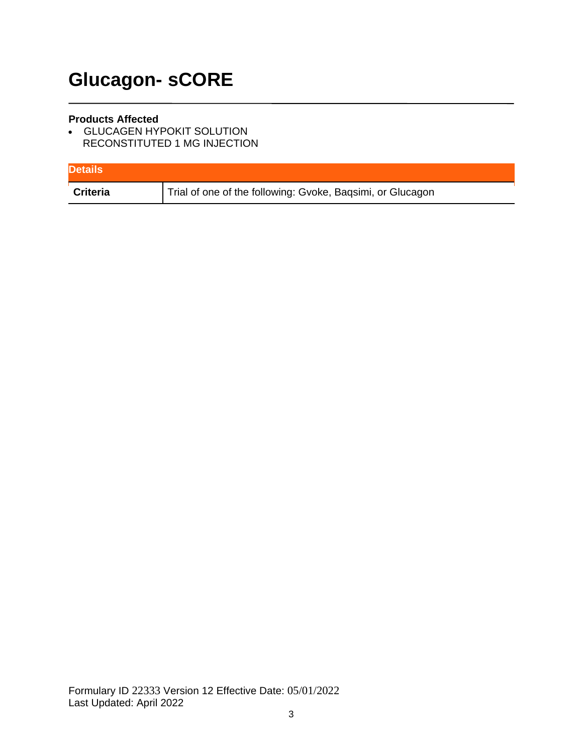# Glucagon- sCORE

**Products Affected**

- GLUCAGEN HYPOKIT SOLUTION RECONSTITUTED 1 MG INJECTION

| Details | |
|---|---|
| **Criteria** | Trial of one of the following: Gvoke, Baqsimi, or Glucagon |

Formulary ID 22333 Version 12 Effective Date: 05/01/2022
Last Updated: April 2022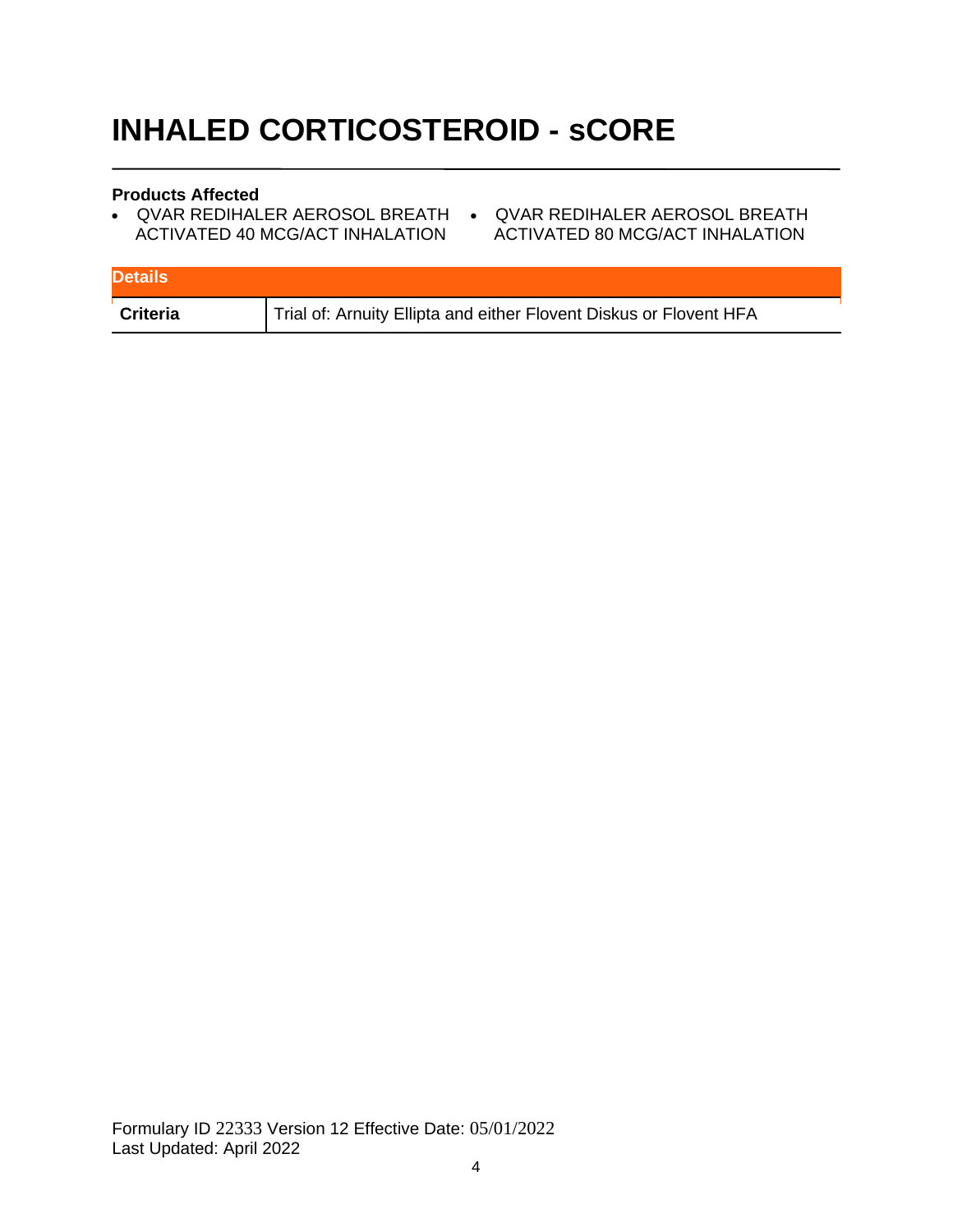# INHALED CORTICOSTEROID - sCORE

**Products Affected**

- QVAR REDIHALER AEROSOL BREATH ACTIVATED 40 MCG/ACT INHALATION
- QVAR REDIHALER AEROSOL BREATH ACTIVATED 80 MCG/ACT INHALATION

| Details | |
|---|---|
| **Criteria** | Trial of: Arnuity Ellipta and either Flovent Diskus or Flovent HFA |

Formulary ID 22333 Version 12 Effective Date: 05/01/2022
Last Updated: April 2022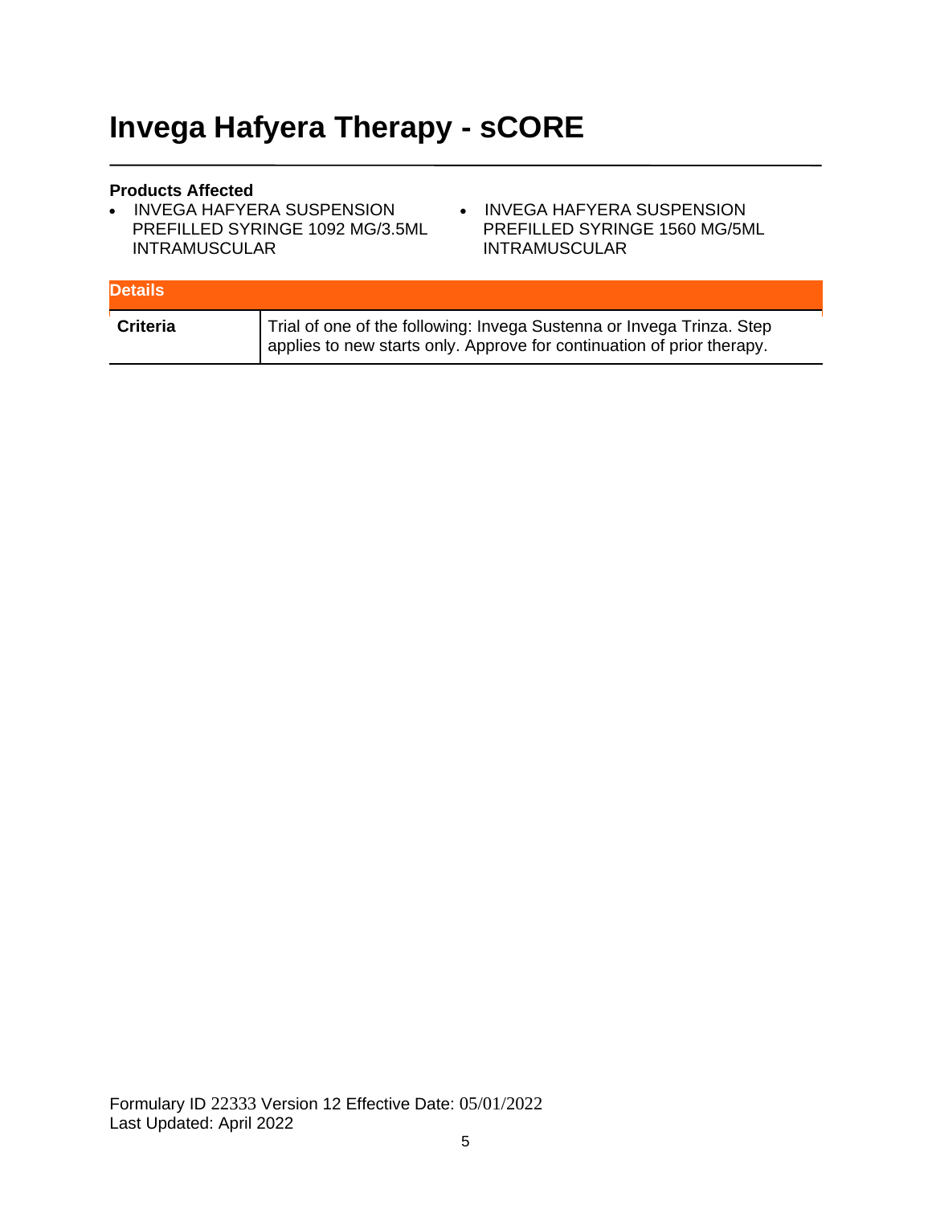# Invega Hafyera Therapy - sCORE

**Products Affected**

- INVEGA HAFYERA SUSPENSION PREFILLED SYRINGE 1092 MG/3.5ML INTRAMUSCULAR
- INVEGA HAFYERA SUSPENSION PREFILLED SYRINGE 1560 MG/5ML INTRAMUSCULAR

| Details | |
|---|---|
| **Criteria** | Trial of one of the following: Invega Sustenna or Invega Trinza. Step applies to new starts only. Approve for continuation of prior therapy. |

Formulary ID 22333 Version 12 Effective Date: 05/01/2022
Last Updated: April 2022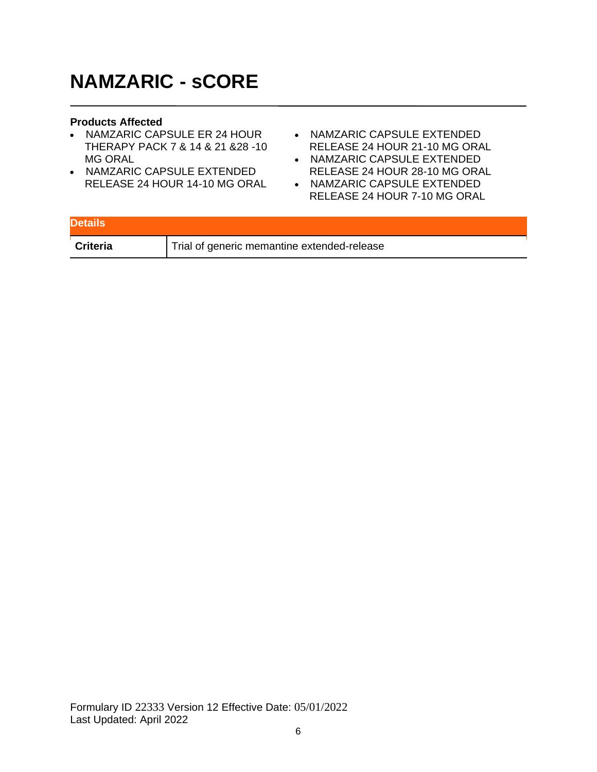# NAMZARIC - sCORE

**Products Affected**

- NAMZARIC CAPSULE ER 24 HOUR THERAPY PACK 7 & 14 & 21 &28 -10 MG ORAL
- NAMZARIC CAPSULE EXTENDED RELEASE 24 HOUR 14-10 MG ORAL
- NAMZARIC CAPSULE EXTENDED RELEASE 24 HOUR 21-10 MG ORAL
- NAMZARIC CAPSULE EXTENDED RELEASE 24 HOUR 28-10 MG ORAL
- NAMZARIC CAPSULE EXTENDED RELEASE 24 HOUR 7-10 MG ORAL

| Details | |
|---|---|
| **Criteria** | Trial of generic memantine extended-release |

Formulary ID 22333 Version 12 Effective Date: 05/01/2022
Last Updated: April 2022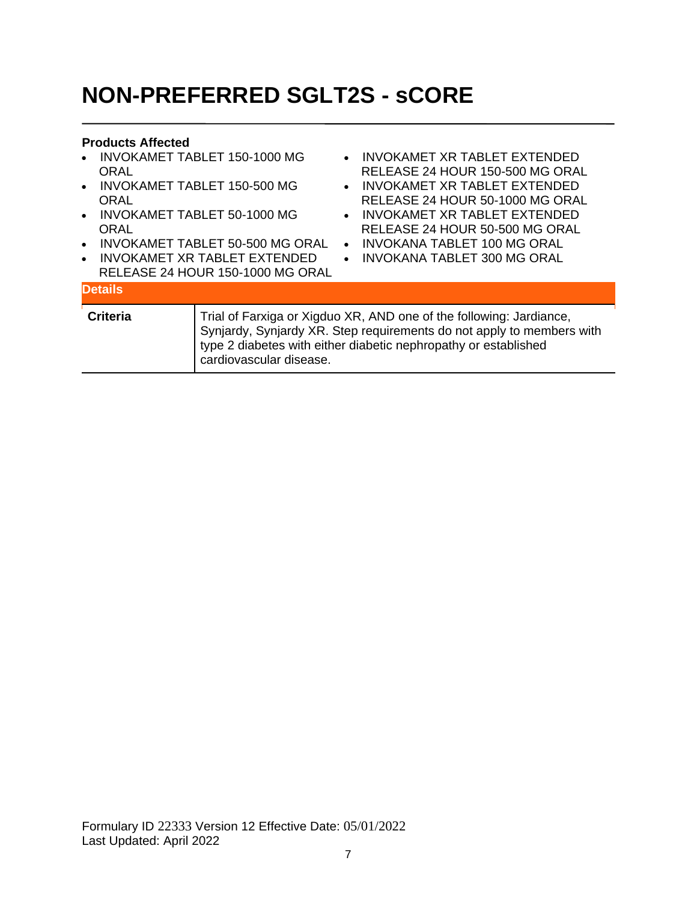# NON-PREFERRED SGLT2S - sCORE

**Products Affected**

- INVOKAMET TABLET 150-1000 MG ORAL
- INVOKAMET TABLET 150-500 MG ORAL
- INVOKAMET TABLET 50-1000 MG ORAL
- INVOKAMET TABLET 50-500 MG ORAL
- INVOKAMET XR TABLET EXTENDED RELEASE 24 HOUR 150-1000 MG ORAL
- INVOKAMET XR TABLET EXTENDED RELEASE 24 HOUR 150-500 MG ORAL
- INVOKAMET XR TABLET EXTENDED RELEASE 24 HOUR 50-1000 MG ORAL
- INVOKAMET XR TABLET EXTENDED RELEASE 24 HOUR 50-500 MG ORAL
- INVOKANA TABLET 100 MG ORAL
- INVOKANA TABLET 300 MG ORAL

| Details | |
|---|---|
| **Criteria** | Trial of Farxiga or Xigduo XR, AND one of the following: Jardiance, Synjardy, Synjardy XR. Step requirements do not apply to members with type 2 diabetes with either diabetic nephropathy or established cardiovascular disease. |

Formulary ID 22333 Version 12 Effective Date: 05/01/2022
Last Updated: April 2022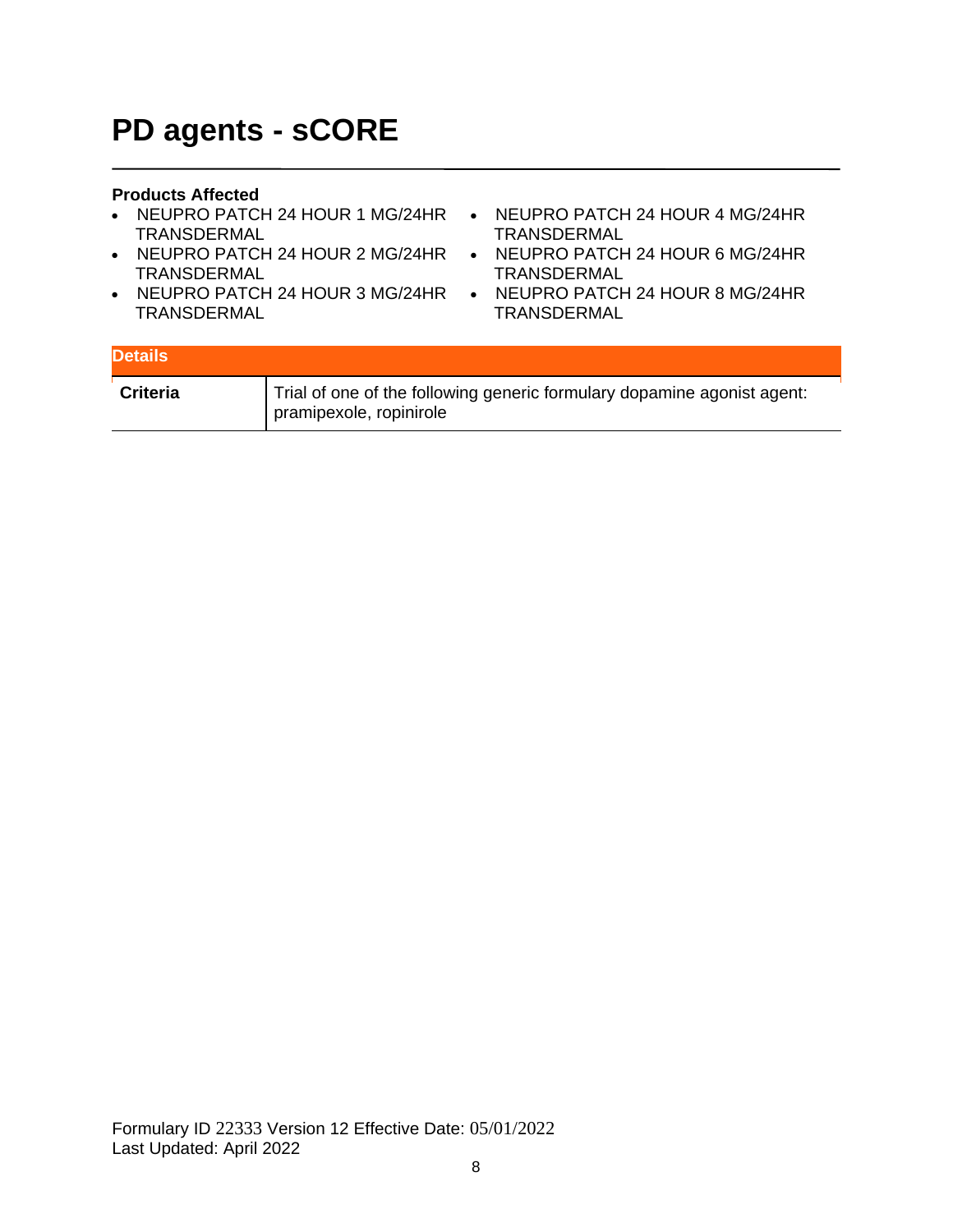# PD agents - sCORE

**Products Affected**

- NEUPRO PATCH 24 HOUR 1 MG/24HR TRANSDERMAL
- NEUPRO PATCH 24 HOUR 2 MG/24HR TRANSDERMAL
- NEUPRO PATCH 24 HOUR 3 MG/24HR TRANSDERMAL
- NEUPRO PATCH 24 HOUR 4 MG/24HR TRANSDERMAL
- NEUPRO PATCH 24 HOUR 6 MG/24HR TRANSDERMAL
- NEUPRO PATCH 24 HOUR 8 MG/24HR TRANSDERMAL

| Details | |
|---|---|
| **Criteria** | Trial of one of the following generic formulary dopamine agonist agent: pramipexole, ropinirole |

Formulary ID 22333 Version 12 Effective Date: 05/01/2022
Last Updated: April 2022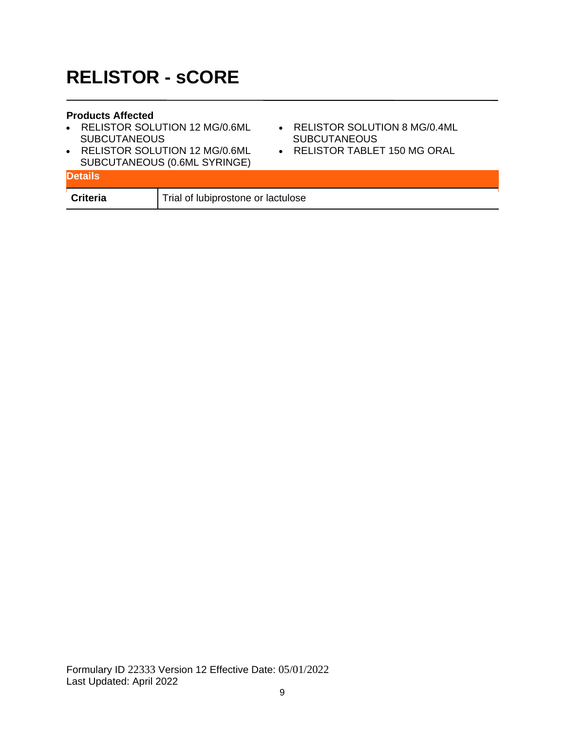# RELISTOR - sCORE

**Products Affected**

- RELISTOR SOLUTION 12 MG/0.6ML SUBCUTANEOUS
- RELISTOR SOLUTION 12 MG/0.6ML SUBCUTANEOUS (0.6ML SYRINGE)
- RELISTOR SOLUTION 8 MG/0.4ML SUBCUTANEOUS
- RELISTOR TABLET 150 MG ORAL

| Details | |
|---|---|
| **Criteria** | Trial of lubiprostone or lactulose |

Formulary ID 22333 Version 12 Effective Date: 05/01/2022
Last Updated: April 2022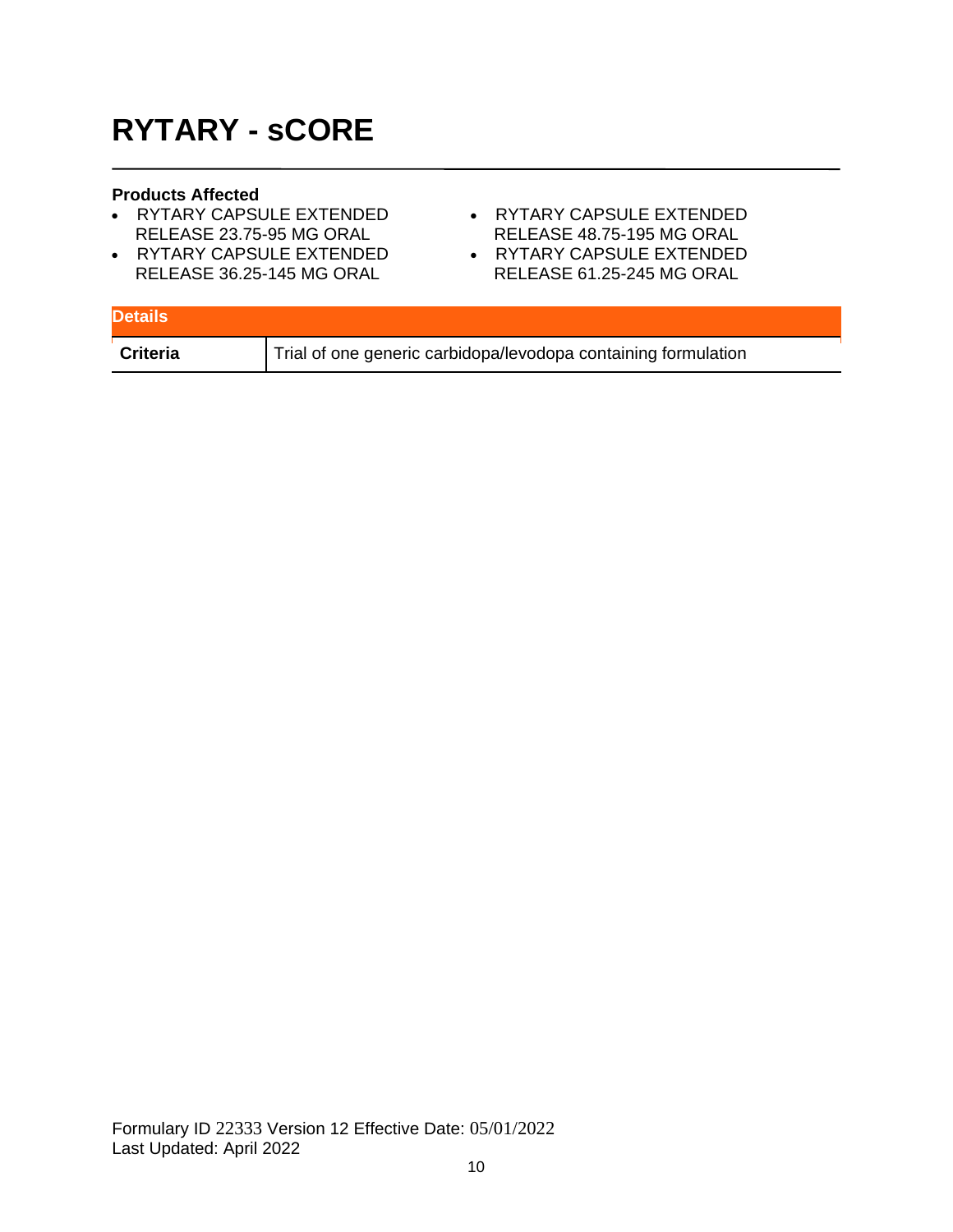# RYTARY - sCORE

**Products Affected**

- RYTARY CAPSULE EXTENDED RELEASE 23.75-95 MG ORAL
- RYTARY CAPSULE EXTENDED RELEASE 36.25-145 MG ORAL
- RYTARY CAPSULE EXTENDED RELEASE 48.75-195 MG ORAL
- RYTARY CAPSULE EXTENDED RELEASE 61.25-245 MG ORAL

| Details | |
|---|---|
| **Criteria** | Trial of one generic carbidopa/levodopa containing formulation |

Formulary ID 22333 Version 12 Effective Date: 05/01/2022
Last Updated: April 2022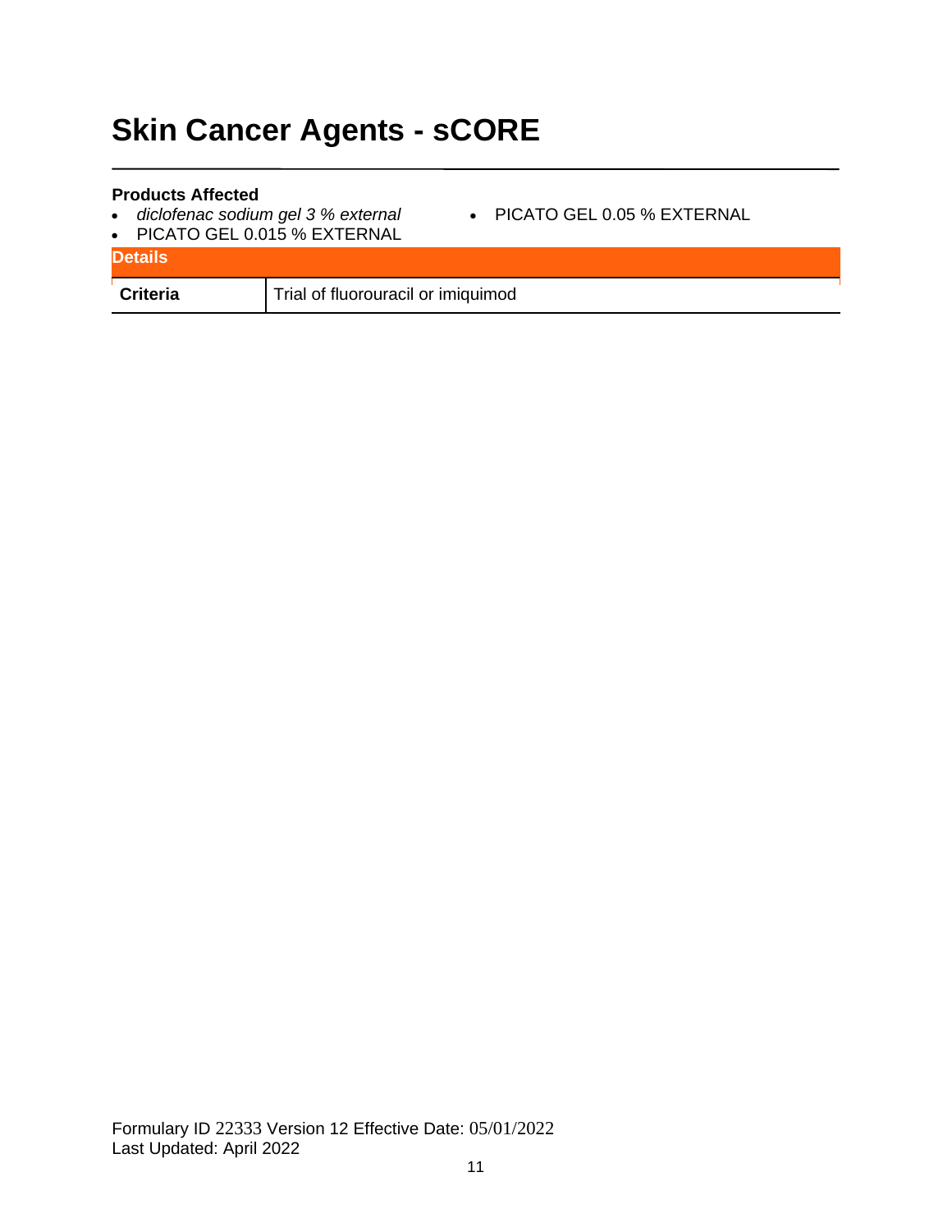# Skin Cancer Agents - sCORE

**Products Affected**

- *diclofenac sodium gel 3 % external*
- PICATO GEL 0.015 % EXTERNAL
- PICATO GEL 0.05 % EXTERNAL

| Details | |
|---|---|
| **Criteria** | Trial of fluorouracil or imiquimod |

Formulary ID 22333 Version 12 Effective Date: 05/01/2022
Last Updated: April 2022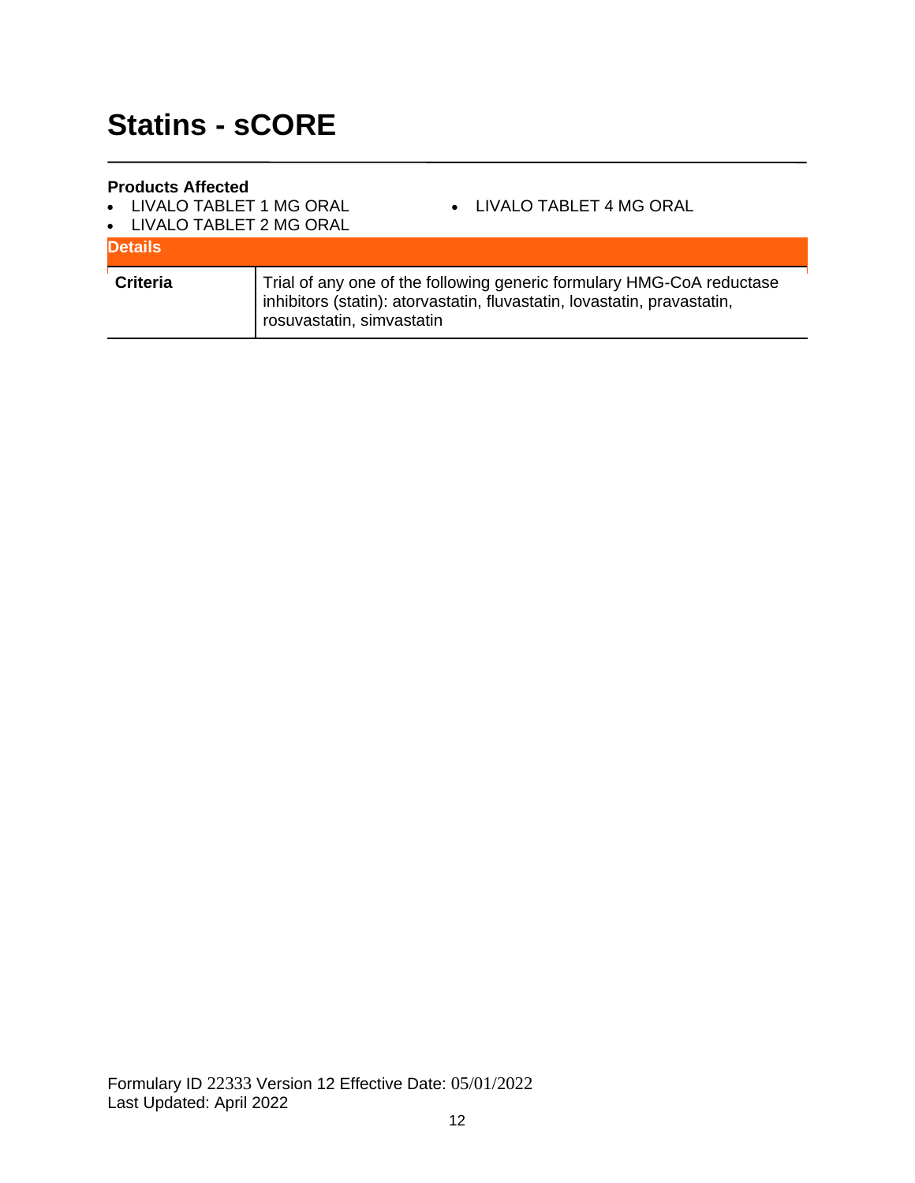# Statins - sCORE

**Products Affected**

- LIVALO TABLET 1 MG ORAL
- LIVALO TABLET 2 MG ORAL
- LIVALO TABLET 4 MG ORAL

| Details | |
|---|---|
| **Criteria** | Trial of any one of the following generic formulary HMG-CoA reductase inhibitors (statin): atorvastatin, fluvastatin, lovastatin, pravastatin, rosuvastatin, simvastatin |

Formulary ID 22333 Version 12 Effective Date: 05/01/2022
Last Updated: April 2022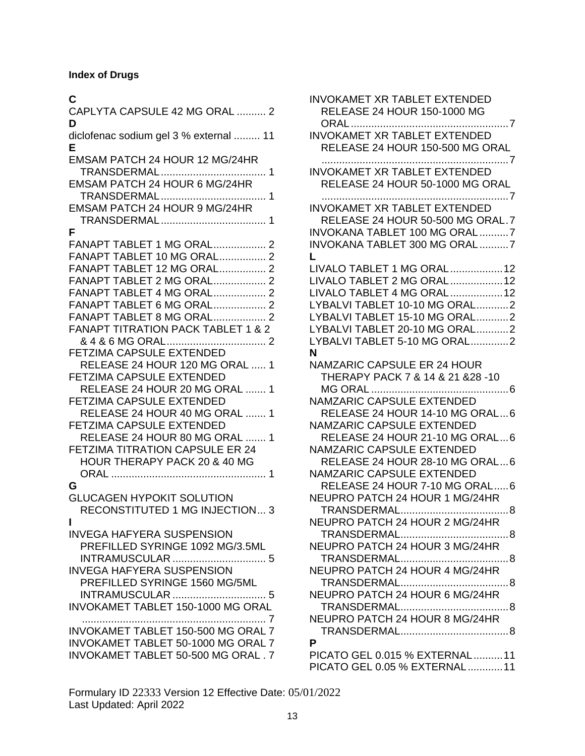**Index of Drugs**

**C**

CAPLYTA CAPSULE 42 MG ORAL .......... 2

**D**

diclofenac sodium gel 3 % external ......... 11

**E**

EMSAM PATCH 24 HOUR 12 MG/24HR TRANSDERMAL.................................... 1
EMSAM PATCH 24 HOUR 6 MG/24HR TRANSDERMAL.................................... 1
EMSAM PATCH 24 HOUR 9 MG/24HR TRANSDERMAL.................................... 1

**F**

FANAPT TABLET 1 MG ORAL.................. 2
FANAPT TABLET 10 MG ORAL................ 2
FANAPT TABLET 12 MG ORAL................ 2
FANAPT TABLET 2 MG ORAL.................. 2
FANAPT TABLET 4 MG ORAL.................. 2
FANAPT TABLET 6 MG ORAL.................. 2
FANAPT TABLET 8 MG ORAL.................. 2
FANAPT TITRATION PACK TABLET 1 & 2 & 4 & 6 MG ORAL.................................. 2
FETZIMA CAPSULE EXTENDED RELEASE 24 HOUR 120 MG ORAL ..... 1
FETZIMA CAPSULE EXTENDED RELEASE 24 HOUR 20 MG ORAL ....... 1
FETZIMA CAPSULE EXTENDED RELEASE 24 HOUR 40 MG ORAL ....... 1
FETZIMA CAPSULE EXTENDED RELEASE 24 HOUR 80 MG ORAL ....... 1
FETZIMA TITRATION CAPSULE ER 24 HOUR THERAPY PACK 20 & 40 MG ORAL ..................................................... 1

**G**

GLUCAGEN HYPOKIT SOLUTION RECONSTITUTED 1 MG INJECTION... 3

**I**

INVEGA HAFYERA SUSPENSION PREFILLED SYRINGE 1092 MG/3.5ML INTRAMUSCULAR ................................ 5
INVEGA HAFYERA SUSPENSION PREFILLED SYRINGE 1560 MG/5ML INTRAMUSCULAR ................................ 5
INVOKAMET TABLET 150-1000 MG ORAL ............................................................... 7
INVOKAMET TABLET 150-500 MG ORAL 7
INVOKAMET TABLET 50-1000 MG ORAL 7
INVOKAMET TABLET 50-500 MG ORAL . 7
INVOKAMET XR TABLET EXTENDED RELEASE 24 HOUR 150-1000 MG ORAL......................................................7
INVOKAMET XR TABLET EXTENDED RELEASE 24 HOUR 150-500 MG ORAL ................................................................7
INVOKAMET XR TABLET EXTENDED RELEASE 24 HOUR 50-1000 MG ORAL ................................................................7
INVOKAMET XR TABLET EXTENDED RELEASE 24 HOUR 50-500 MG ORAL.7
INVOKANA TABLET 100 MG ORAL..........7
INVOKANA TABLET 300 MG ORAL..........7

**L**

LIVALO TABLET 1 MG ORAL..................12
LIVALO TABLET 2 MG ORAL..................12
LIVALO TABLET 4 MG ORAL..................12
LYBALVI TABLET 10-10 MG ORAL...........2
LYBALVI TABLET 15-10 MG ORAL...........2
LYBALVI TABLET 20-10 MG ORAL...........2
LYBALVI TABLET 5-10 MG ORAL.............2

**N**

NAMZARIC CAPSULE ER 24 HOUR THERAPY PACK 7 & 14 & 21 &28 -10 MG ORAL ...............................................6
NAMZARIC CAPSULE EXTENDED RELEASE 24 HOUR 14-10 MG ORAL...6
NAMZARIC CAPSULE EXTENDED RELEASE 24 HOUR 21-10 MG ORAL...6
NAMZARIC CAPSULE EXTENDED RELEASE 24 HOUR 28-10 MG ORAL...6
NAMZARIC CAPSULE EXTENDED RELEASE 24 HOUR 7-10 MG ORAL.....6
NEUPRO PATCH 24 HOUR 1 MG/24HR TRANSDERMAL.....................................8
NEUPRO PATCH 24 HOUR 2 MG/24HR TRANSDERMAL.....................................8
NEUPRO PATCH 24 HOUR 3 MG/24HR TRANSDERMAL.....................................8
NEUPRO PATCH 24 HOUR 4 MG/24HR TRANSDERMAL.....................................8
NEUPRO PATCH 24 HOUR 6 MG/24HR TRANSDERMAL.....................................8
NEUPRO PATCH 24 HOUR 8 MG/24HR TRANSDERMAL.....................................8

**P**

PICATO GEL 0.015 % EXTERNAL..........11
PICATO GEL 0.05 % EXTERNAL............11

Formulary ID 22333 Version 12 Effective Date: 05/01/2022
Last Updated: April 2022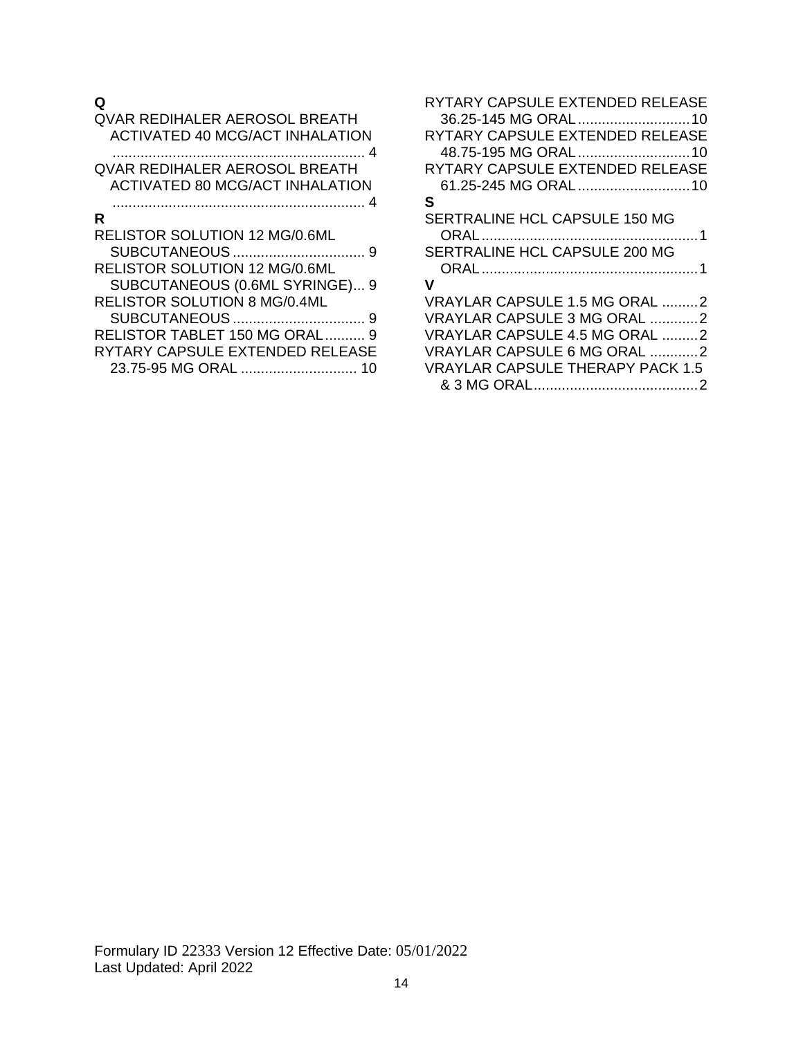**Q**

QVAR REDIHALER AEROSOL BREATH ACTIVATED 40 MCG/ACT INHALATION ............................................................... 4

QVAR REDIHALER AEROSOL BREATH ACTIVATED 80 MCG/ACT INHALATION ............................................................... 4

**R**

RELISTOR SOLUTION 12 MG/0.6ML SUBCUTANEOUS ................................. 9

RELISTOR SOLUTION 12 MG/0.6ML SUBCUTANEOUS (0.6ML SYRINGE)... 9

RELISTOR SOLUTION 8 MG/0.4ML SUBCUTANEOUS ................................. 9

RELISTOR TABLET 150 MG ORAL.......... 9

RYTARY CAPSULE EXTENDED RELEASE 23.75-95 MG ORAL ............................. 10

RYTARY CAPSULE EXTENDED RELEASE 36.25-145 MG ORAL............................10

RYTARY CAPSULE EXTENDED RELEASE 48.75-195 MG ORAL............................10

RYTARY CAPSULE EXTENDED RELEASE 61.25-245 MG ORAL............................10

**S**

SERTRALINE HCL CAPSULE 150 MG ORAL......................................................1

SERTRALINE HCL CAPSULE 200 MG ORAL......................................................1

**V**

VRAYLAR CAPSULE 1.5 MG ORAL .........2

VRAYLAR CAPSULE 3 MG ORAL ............2

VRAYLAR CAPSULE 4.5 MG ORAL .........2

VRAYLAR CAPSULE 6 MG ORAL ............2

VRAYLAR CAPSULE THERAPY PACK 1.5 & 3 MG ORAL.........................................2

Formulary ID 22333 Version 12 Effective Date: 05/01/2022
Last Updated: April 2022